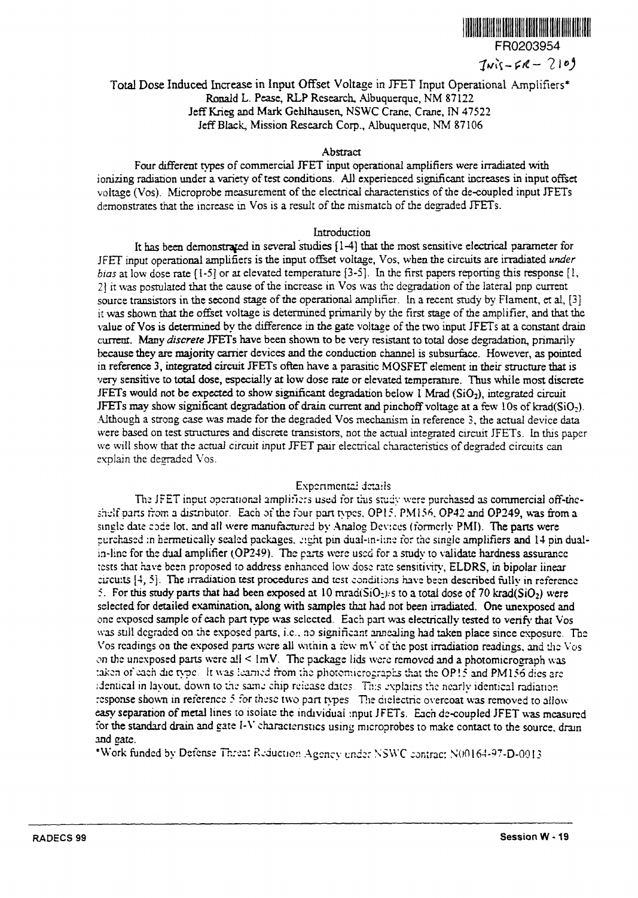FR0203954

INIS-FR-2109

# Total Dose Induced Increase in Input Offset Voltage in JFET Input Operational Amplifiers*

Ronald L. Pease, RLP Research, Albuquerque, NM 87122
Jeff Krieg and Mark Gehlhausen, NSWC Crane, Crane, IN 47522
Jeff Black, Mission Research Corp., Albuquerque, NM 87106

## Abstract

Four different types of commercial JFET input operational amplifiers were irradiated with ionizing radiation under a variety of test conditions. All experienced significant increases in input offset voltage (Vos). Microprobe measurement of the electrical characteristics of the de-coupled input JFETs demonstrates that the increase in Vos is a result of the mismatch of the degraded JFETs.

## Introduction

It has been demonstrated in several studies [1-4] that the most sensitive electrical parameter for JFET input operational amplifiers is the input offset voltage, Vos, when the circuits are irradiated *under bias* at low dose rate [1-5] or at elevated temperature [3-5]. In the first papers reporting this response [1, 2] it was postulated that the cause of the increase in Vos was the degradation of the lateral pnp current source transistors in the second stage of the operational amplifier. In a recent study by Flament, et al, [3] it was shown that the offset voltage is determined primarily by the first stage of the amplifier, and that the value of Vos is determined by the difference in the gate voltage of the two input JFETs at a constant drain current. Many *discrete* JFETs have been shown to be very resistant to total dose degradation, primarily because they are majority carrier devices and the conduction channel is subsurface. However, as pointed in reference 3, integrated circuit JFETs often have a parasitic MOSFET element in their structure that is very sensitive to total dose, especially at low dose rate or elevated temperature. Thus while most discrete JFETs would not be expected to show significant degradation below 1 Mrad ($SiO_2$), integrated circuit JFETs may show significant degradation of drain current and pinchoff voltage at a few 10s of krad($SiO_2$). Although a strong case was made for the degraded Vos mechanism in reference 3, the actual device data were based on test structures and discrete transistors, not the actual integrated circuit JFETs. In this paper we will show that the actual circuit input JFET pair electrical characteristics of degraded circuits can explain the degraded Vos.

## Experimental details

The JFET input operational amplifiers used for this study were purchased as commercial off-the-shelf parts from a distributor. Each of the four part types, OP15, PM156, OP42 and OP249, was from a single date code lot, and all were manufactured by Analog Devices (formerly PMI). The parts were purchased in hermetically sealed packages, eight pin dual-in-line for the single amplifiers and 14 pin dual-in-line for the dual amplifier (OP249). The parts were used for a study to validate hardness assurance tests that have been proposed to address enhanced low dose rate sensitivity, ELDRS, in bipolar linear circuits [4, 5]. The irradiation test procedures and test conditions have been described fully in reference 5. For this study parts that had been exposed at 10 mrad($SiO_2$)/s to a total dose of 70 krad($SiO_2$) were selected for detailed examination, along with samples that had not been irradiated. One unexposed and one exposed sample of each part type was selected. Each part was electrically tested to verify that Vos was still degraded on the exposed parts, i.e., no significant annealing had taken place since exposure. The Vos readings on the exposed parts were all within a few mV of the post irradiation readings, and the Vos on the unexposed parts were all < 1mV. The package lids were removed and a photomicrograph was taken of each die type. It was learned from the photomicrographs that the OP15 and PM156 dies are identical in layout, down to the same chip release dates. This explains the nearly identical radiation response shown in reference 5 for these two part types. The dielectric overcoat was removed to allow easy separation of metal lines to isolate the individual input JFETs. Each de-coupled JFET was measured for the standard drain and gate I-V characteristics using microprobes to make contact to the source, drain and gate.

*Work funded by Defense Threat Reduction Agency under NSWC contract N00164-97-D-0013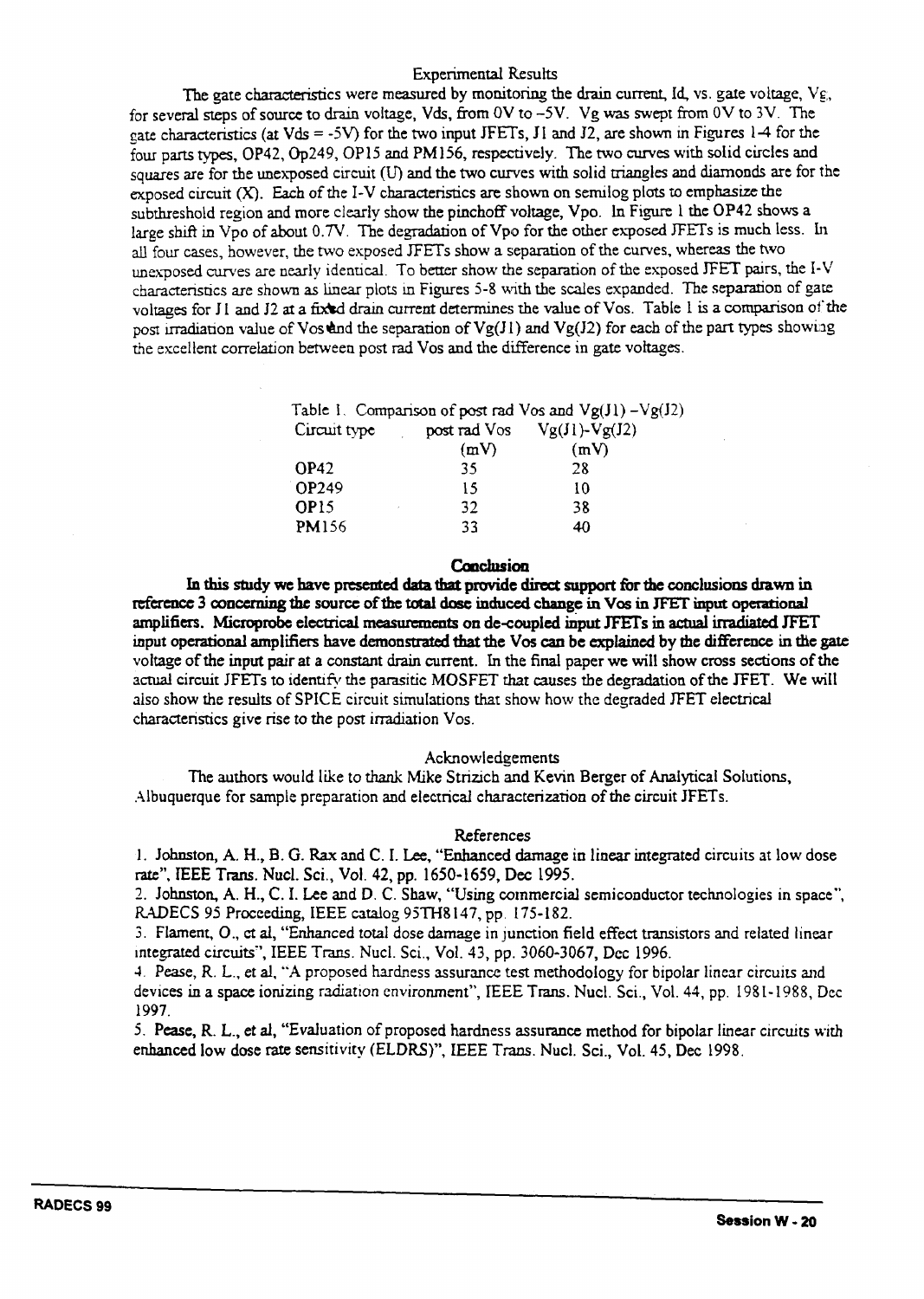## Experimental Results

The gate characteristics were measured by monitoring the drain current, Id, vs. gate voltage, Vg, for several steps of source to drain voltage, Vds, from 0V to -5V. Vg was swept from 0V to 3V. The gate characteristics (at Vds = -5V) for the two input JFETs, J1 and J2, are shown in Figures 1-4 for the four parts types, OP42, Op249, OP15 and PM156, respectively. The two curves with solid circles and squares are for the unexposed circuit (U) and the two curves with solid triangles and diamonds are for the exposed circuit (X). Each of the I-V characteristics are shown on semilog plots to emphasize the subthreshold region and more clearly show the pinchoff voltage, Vpo. In Figure 1 the OP42 shows a large shift in Vpo of about 0.7V. The degradation of Vpo for the other exposed JFETs is much less. In all four cases, however, the two exposed JFETs show a separation of the curves, whereas the two unexposed curves are nearly identical. To better show the separation of the exposed JFET pairs, the I-V characteristics are shown as linear plots in Figures 5-8 with the scales expanded. The separation of gate voltages for J1 and J2 at a fixed drain current determines the value of Vos. Table 1 is a comparison of the post irradiation value of Vos and the separation of Vg(J1) and Vg(J2) for each of the part types showing the excellent correlation between post rad Vos and the difference in gate voltages.

Table 1. Comparison of post rad Vos and Vg(J1) -Vg(J2)

| Circuit type | post rad Vos (mV) | Vg(J1)-Vg(J2) (mV) |
|---|---|---|
| OP42 | 35 | 28 |
| OP249 | 15 | 10 |
| OP15 | 32 | 38 |
| PM156 | 33 | 40 |

## Conclusion

**In this study we have presented data that provide direct support for the conclusions drawn in reference 3 concerning the source of the total dose induced change in Vos in JFET input operational amplifiers. Microprobe electrical measurements on de-coupled input JFETs in actual irradiated JFET input operational amplifiers have demonstrated that the Vos can be explained by the difference in the gate** voltage of the input pair at a constant drain current. In the final paper we will show cross sections of the actual circuit JFETs to identify the parasitic MOSFET that causes the degradation of the JFET. We will also show the results of SPICE circuit simulations that show how the degraded JFET electrical characteristics give rise to the post irradiation Vos.

## Acknowledgements

The authors would like to thank Mike Strizich and Kevin Berger of Analytical Solutions, Albuquerque for sample preparation and electrical characterization of the circuit JFETs.

## References

1. Johnston, A. H., B. G. Rax and C. I. Lee, "Enhanced damage in linear integrated circuits at low dose rate", IEEE Trans. Nucl. Sci., Vol. 42, pp. 1650-1659, Dec 1995.
2. Johnston, A. H., C. I. Lee and D. C. Shaw, "Using commercial semiconductor technologies in space", RADECS 95 Proceeding, IEEE catalog 95TH8147, pp. 175-182.
3. Flament, O., et al, "Enhanced total dose damage in junction field effect transistors and related linear integrated circuits", IEEE Trans. Nucl. Sci., Vol. 43, pp. 3060-3067, Dec 1996.
4. Pease, R. L., et al, "A proposed hardness assurance test methodology for bipolar linear circuits and devices in a space ionizing radiation environment", IEEE Trans. Nucl. Sci., Vol. 44, pp. 1981-1988, Dec 1997.
5. Pease, R. L., et al, "Evaluation of proposed hardness assurance method for bipolar linear circuits with enhanced low dose rate sensitivity (ELDRS)", IEEE Trans. Nucl. Sci., Vol. 45, Dec 1998.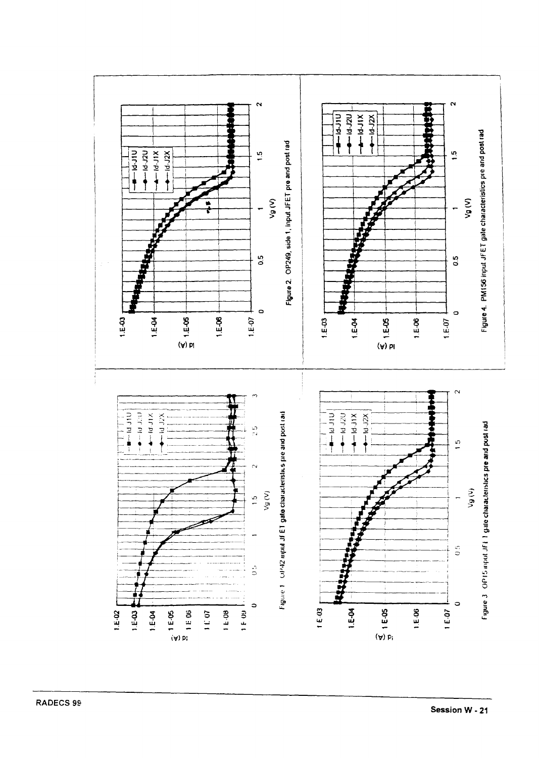Figure 1. OP42 input JFET gate characteristics pre and post rad

Figure 2. OP249, side 1, input JFET pre and post rad

Figure 3. OP15 input JFET gate characteristics pre and post rad

Figure 4. PM156 input JFET gate characteristics pre and post rad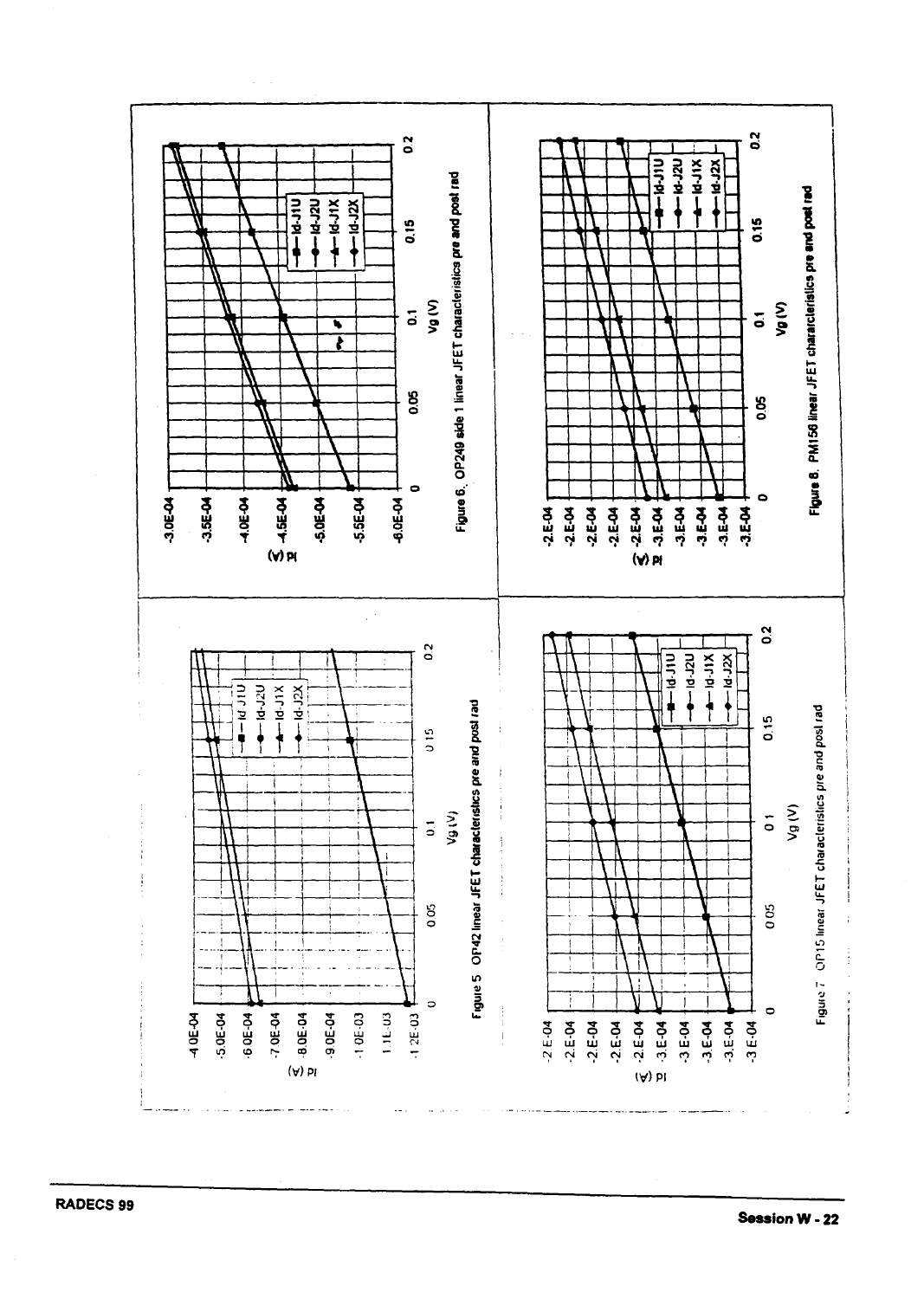-4.0E-04
-5.0E-04
-6.0E-04
-7.0E-04
-8.0E-04
-9.0E-04
-1.0E-03
-1.1E-03
-1.2E-03

Id (A)

0
0.05
0.1
0.15
0.2

Vg (V)

Id-J1U
Id-J2U
Id-J1X
Id-J2X

Figure 5. OP42 linear JFET characteristics pre and post rad

-3.0E-04
-3.5E-04
-4.0E-04
-4.5E-04
-5.0E-04
-5.5E-04
-6.0E-04

Id (A)

0
0.05
0.1
0.15
0.2

Vg (V)

Id-J1U
Id-J2U
Id-J1X
Id-J2X

Figure 6. OP249 side 1 linear JFET characteristics pre and post rad

-2.E-04
-2.E-04
-2.E-04
-2.E-04
-2.E-04
-3.E-04
-3.E-04
-3.E-04
-3.E-04

Id (A)

0
0.05
0.1
0.15
0.2

Vg (V)

Id-J1U
Id-J2U
Id-J1X
Id-J2X

Figure 7. OP15 linear JFET characteristics pre and post rad

-2.E-04
-2.E-04
-2.E-04
-2.E-04
-2.E-04
-3.E-04
-3.E-04
-3.E-04
-3.E-04

Id (A)

0
0.05
0.1
0.15
0.2

Vg (V)

Id-J1U
Id-J2U
Id-J1X
Id-J2X

Figure 8. PM156 linear JFET characteristics pre and post rad